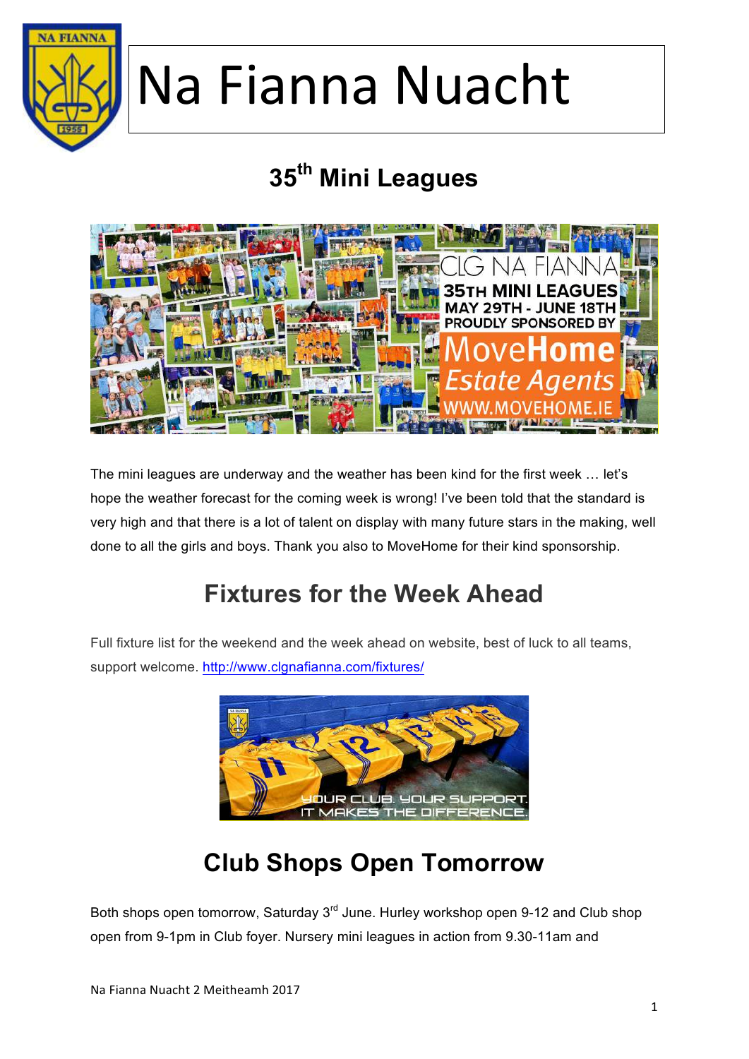# Na Fianna Nuacht

## 35th Mini Leagues

The mini leagues are underway and the weather has been kind for the first week … let's hope the weather forecast for the coming week is wrong! I've been told that the standard is very high and that there is a lot of talent on display with many future stars in the making, well done to all the girls and boys. Thank you also to MoveHome for their kind sponsorship.

## Fixtures for the Week Ahead

Full fixture list for the weekend and the week ahead on website, best of luck to all teams, support welcome. http://www.clgnafianna.com/fixtures/

## Club Shops Open Tomorrow

Both shops open tomorrow, Saturday 3rd June. Hurley workshop open 9-12 and Club shop open from 9-1pm in Club foyer. Nursery mini leagues in action from 9.30-11am and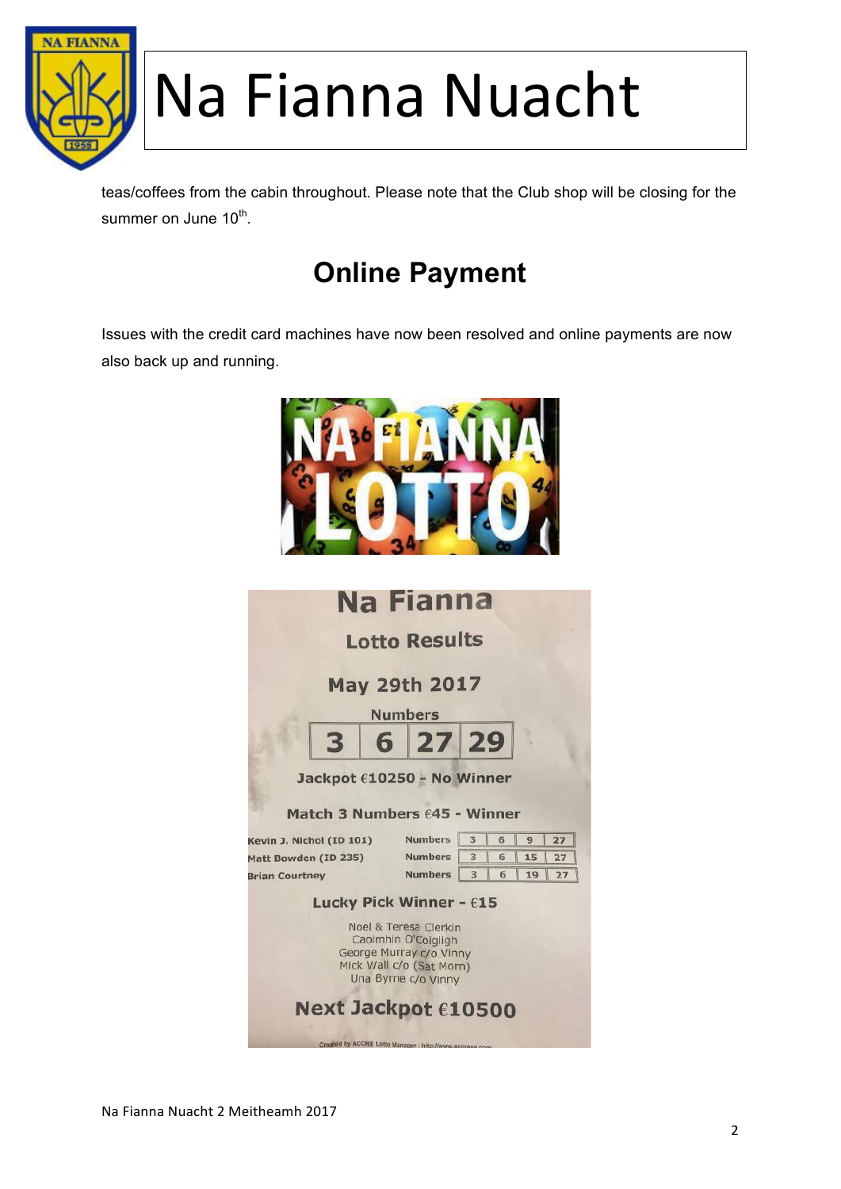teas/coffees from the cabin throughout. Please note that the Club shop will be closing for the summer on June 10th.

## Online Payment

Issues with the credit card machines have now been resolved and online payments are now also back up and running.

NA FIANNA LOTTO

# Na Fianna

## Lotto Results

### May 29th 2017

Numbers

| | | | |
|---|---|---|---|
| 3 | 6 | 27 | 29 |

**Jackpot €10250 - No Winner**

**Match 3 Numbers €45 - Winner**

| | | | | | |
|---|---|---|---|---|---|
| Kevin J. Nichol (ID 101) | Numbers | 3 | 6 | 9 | 27 |
| Matt Bowden (ID 235) | Numbers | 3 | 6 | 15 | 27 |
| Brian Courtney | Numbers | 3 | 6 | 19 | 27 |

**Lucky Pick Winner - €15**

Noel & Teresa Clerkin
Caoimhin O'Coigligh
George Murray c/o Vinny
Mick Wall c/o (Sat Morn)
Una Byrne c/o Vinny

**Next Jackpot €10500**

Created by ACORE Lotto Manager - http://www.acoress.com

Na Fianna Nuacht 2 Meitheamh 2017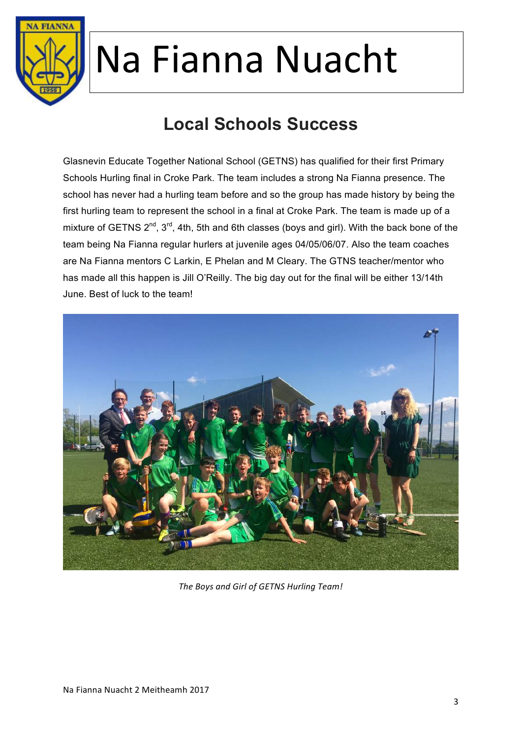# Na Fianna Nuacht

## Local Schools Success

Glasnevin Educate Together National School (GETNS) has qualified for their first Primary Schools Hurling final in Croke Park. The team includes a strong Na Fianna presence. The school has never had a hurling team before and so the group has made history by being the first hurling team to represent the school in a final at Croke Park. The team is made up of a mixture of GETNS 2nd, 3rd, 4th, 5th and 6th classes (boys and girl). With the back bone of the team being Na Fianna regular hurlers at juvenile ages 04/05/06/07. Also the team coaches are Na Fianna mentors C Larkin, E Phelan and M Cleary. The GTNS teacher/mentor who has made all this happen is Jill O'Reilly. The big day out for the final will be either 13/14th June. Best of luck to the team!

*The Boys and Girl of GETNS Hurling Team!*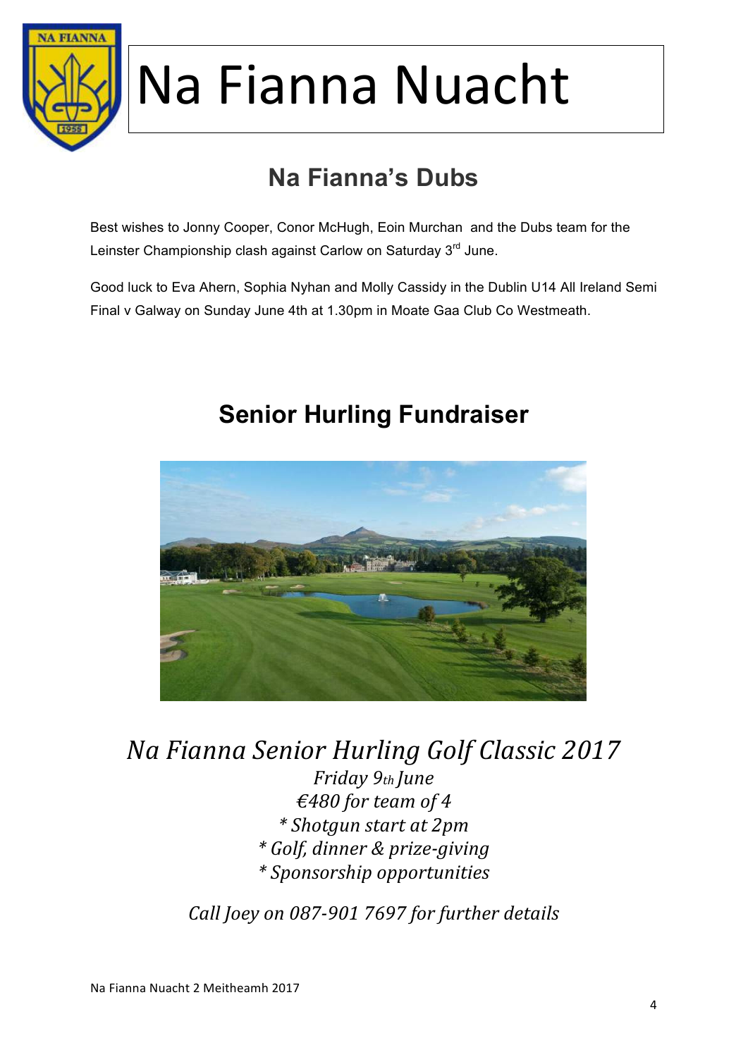# Na Fianna Nuacht

## Na Fianna's Dubs

Best wishes to Jonny Cooper, Conor McHugh, Eoin Murchan and the Dubs team for the Leinster Championship clash against Carlow on Saturday 3rd June.

Good luck to Eva Ahern, Sophia Nyhan and Molly Cassidy in the Dublin U14 All Ireland Semi Final v Galway on Sunday June 4th at 1.30pm in Moate Gaa Club Co Westmeath.

## Senior Hurling Fundraiser

*Na Fianna Senior Hurling Golf Classic 2017*

*Friday 9th June*

*€480 for team of 4*

*\* Shotgun start at 2pm*

*\* Golf, dinner & prize-giving*

*\* Sponsorship opportunities*

*Call Joey on 087-901 7697 for further details*

Na Fianna Nuacht 2 Meitheamh 2017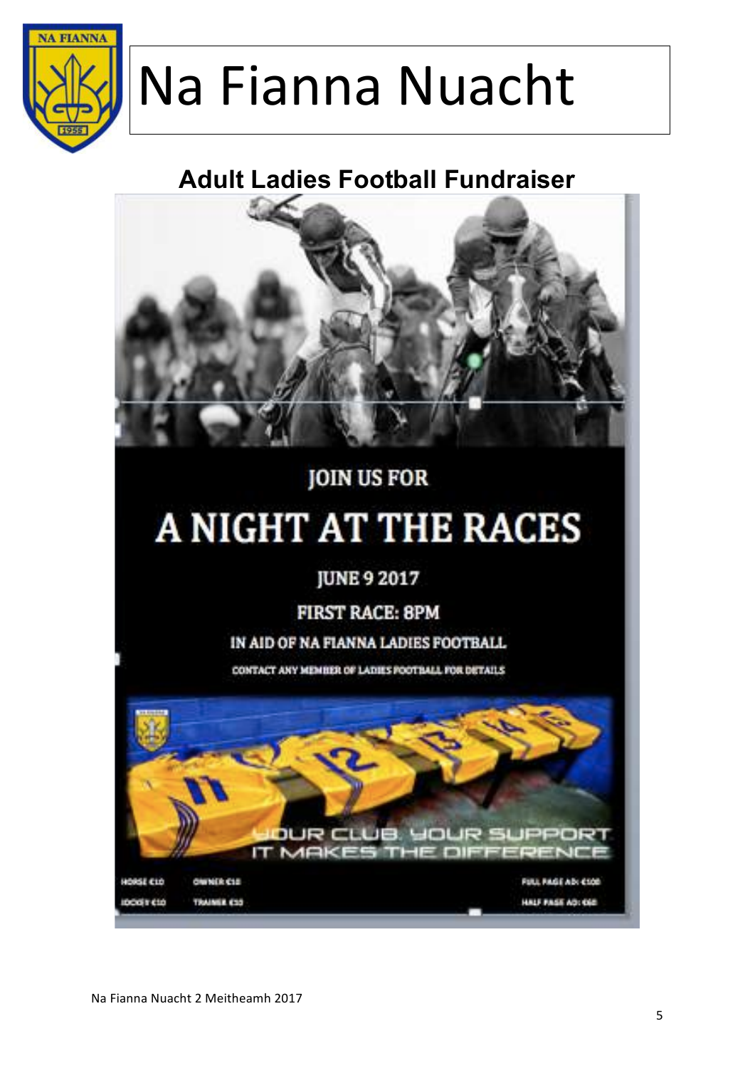# Na Fianna Nuacht

## Adult Ladies Football Fundraiser

JOIN US FOR

# A NIGHT AT THE RACES

JUNE 9 2017

FIRST RACE: 8PM

IN AID OF NA FIANNA LADIES FOOTBALL

CONTACT ANY MEMBER OF LADIES FOOTBALL FOR DETAILS

YOUR CLUB. YOUR SUPPORT
IT MAKES THE DIFFERENCE

HORSE €10 OWNER €10 FULL PAGE AD: €100

JOCKEY €10 TRAINER €10 HALF PAGE AD: €60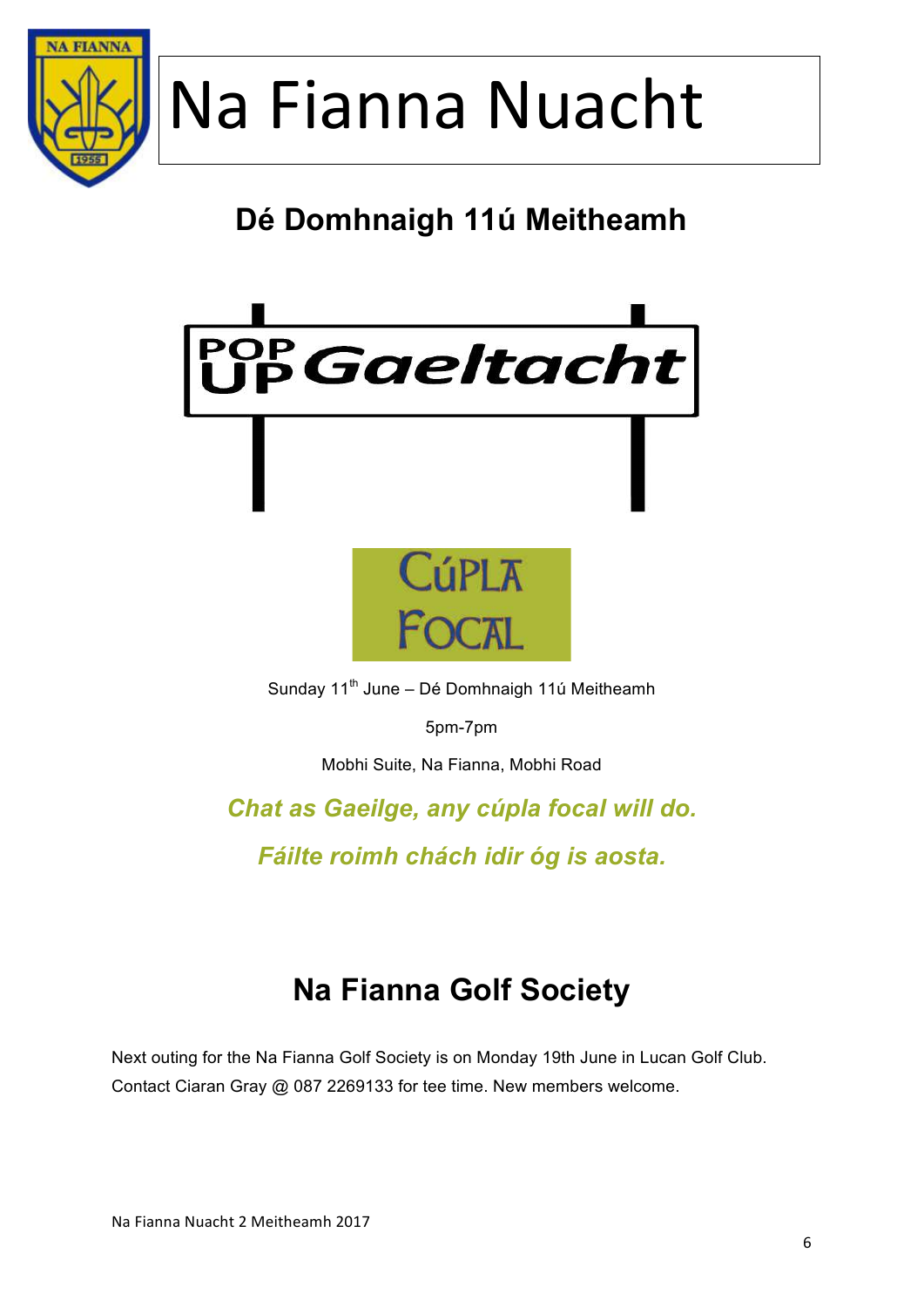# Na Fianna Nuacht

## Dé Domhnaigh 11ú Meitheamh

POP UP Gaeltacht

Cúpla Focal

Sunday 11th June – Dé Domhnaigh 11ú Meitheamh

5pm-7pm

Mobhi Suite, Na Fianna, Mobhi Road

***Chat as Gaeilge, any cúpla focal will do.***

***Fáilte roimh chách idir óg is aosta.***

## Na Fianna Golf Society

Next outing for the Na Fianna Golf Society is on Monday 19th June in Lucan Golf Club. Contact Ciaran Gray @ 087 2269133 for tee time. New members welcome.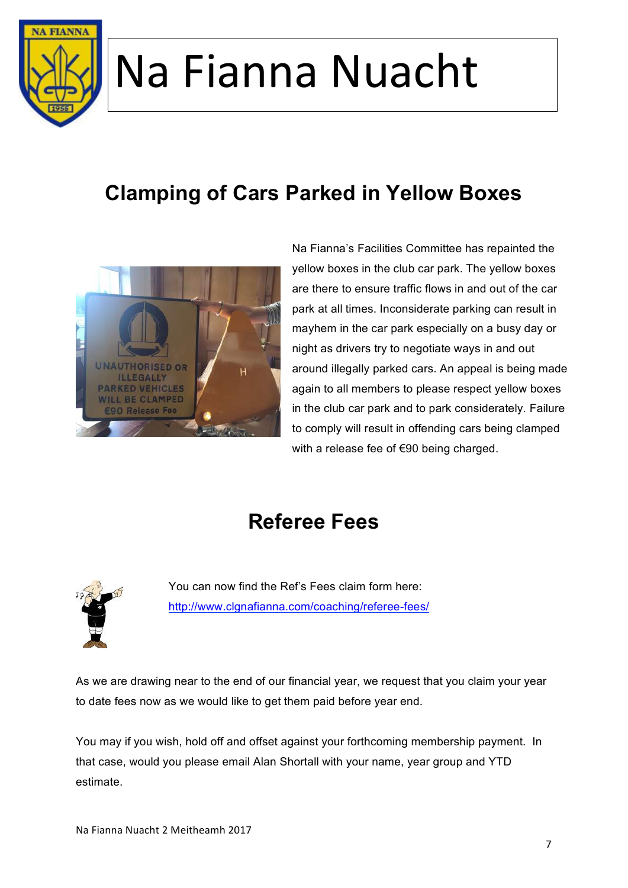# Na Fianna Nuacht

## Clamping of Cars Parked in Yellow Boxes

Na Fianna's Facilities Committee has repainted the yellow boxes in the club car park. The yellow boxes are there to ensure traffic flows in and out of the car park at all times. Inconsiderate parking can result in mayhem in the car park especially on a busy day or night as drivers try to negotiate ways in and out around illegally parked cars. An appeal is being made again to all members to please respect yellow boxes in the club car park and to park considerately. Failure to comply will result in offending cars being clamped with a release fee of €90 being charged.

## Referee Fees

You can now find the Ref's Fees claim form here:
http://www.clgnafianna.com/coaching/referee-fees/

As we are drawing near to the end of our financial year, we request that you claim your year to date fees now as we would like to get them paid before year end.

You may if you wish, hold off and offset against your forthcoming membership payment. In that case, would you please email Alan Shortall with your name, year group and YTD estimate.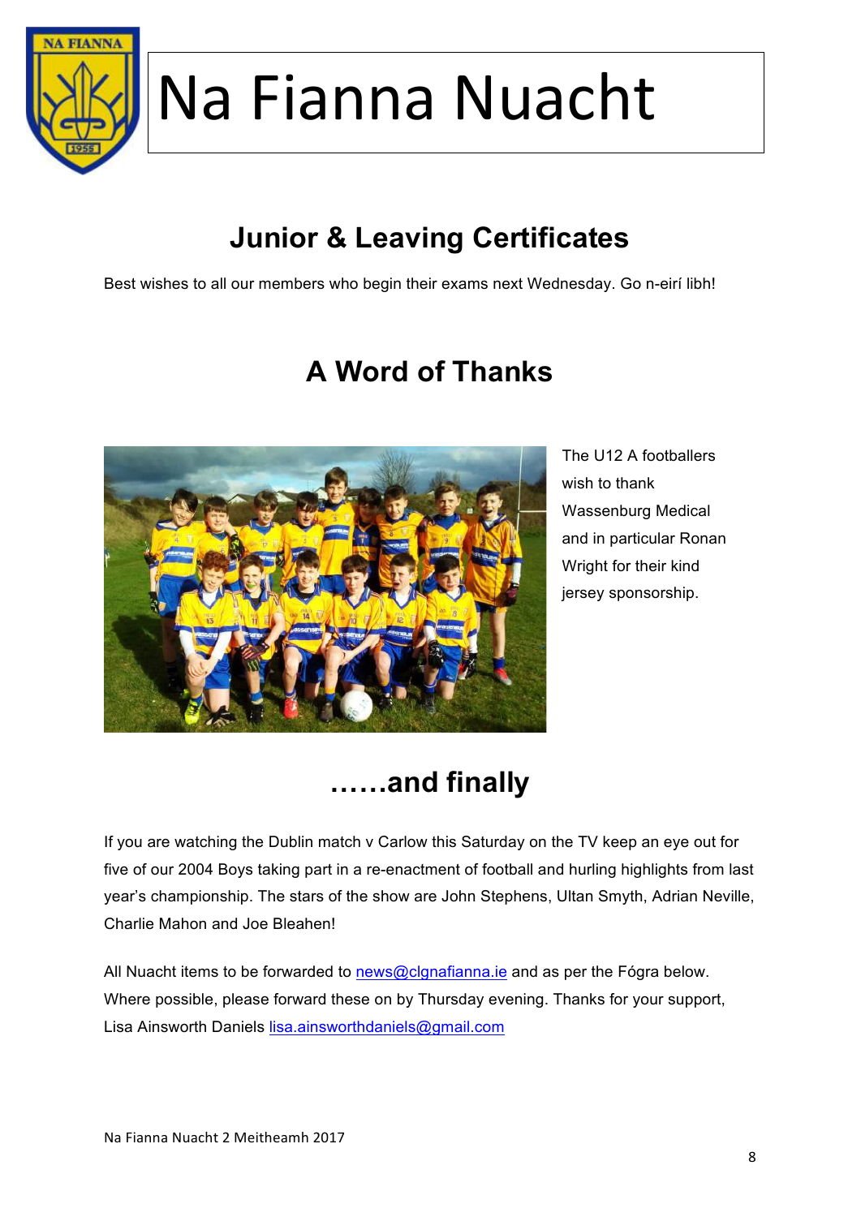# Na Fianna Nuacht

## Junior & Leaving Certificates

Best wishes to all our members who begin their exams next Wednesday. Go n-eirí libh!

## A Word of Thanks

The U12 A footballers wish to thank Wassenburg Medical and in particular Ronan Wright for their kind jersey sponsorship.

## ……and finally

If you are watching the Dublin match v Carlow this Saturday on the TV keep an eye out for five of our 2004 Boys taking part in a re-enactment of football and hurling highlights from last year's championship. The stars of the show are John Stephens, Ultan Smyth, Adrian Neville, Charlie Mahon and Joe Bleahen!

All Nuacht items to be forwarded to news@clgnafianna.ie and as per the Fógra below. Where possible, please forward these on by Thursday evening. Thanks for your support, Lisa Ainsworth Daniels lisa.ainsworthdaniels@gmail.com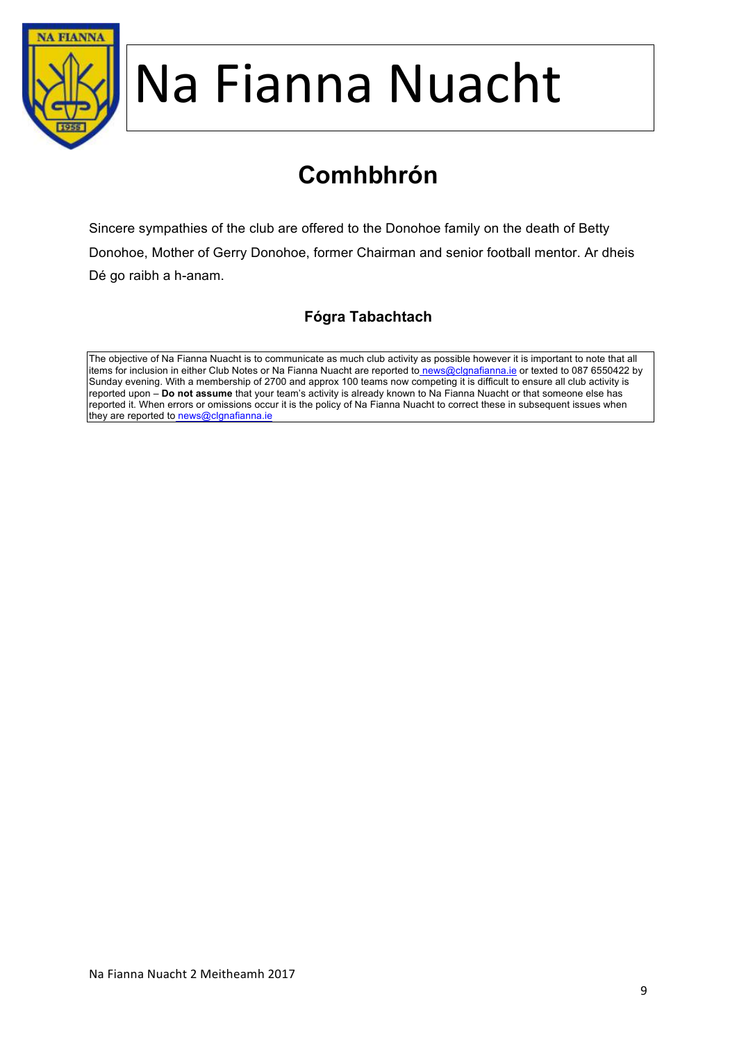# Na Fianna Nuacht

## Comhbhrón

Sincere sympathies of the club are offered to the Donohoe family on the death of Betty Donohoe, Mother of Gerry Donohoe, former Chairman and senior football mentor. Ar dheis Dé go raibh a h-anam.

### Fógra Tabachtach

The objective of Na Fianna Nuacht is to communicate as much club activity as possible however it is important to note that all items for inclusion in either Club Notes or Na Fianna Nuacht are reported to news@clgnafianna.ie or texted to 087 6550422 by Sunday evening. With a membership of 2700 and approx 100 teams now competing it is difficult to ensure all club activity is reported upon – **Do not assume** that your team's activity is already known to Na Fianna Nuacht or that someone else has reported it. When errors or omissions occur it is the policy of Na Fianna Nuacht to correct these in subsequent issues when they are reported to news@clgnafianna.ie